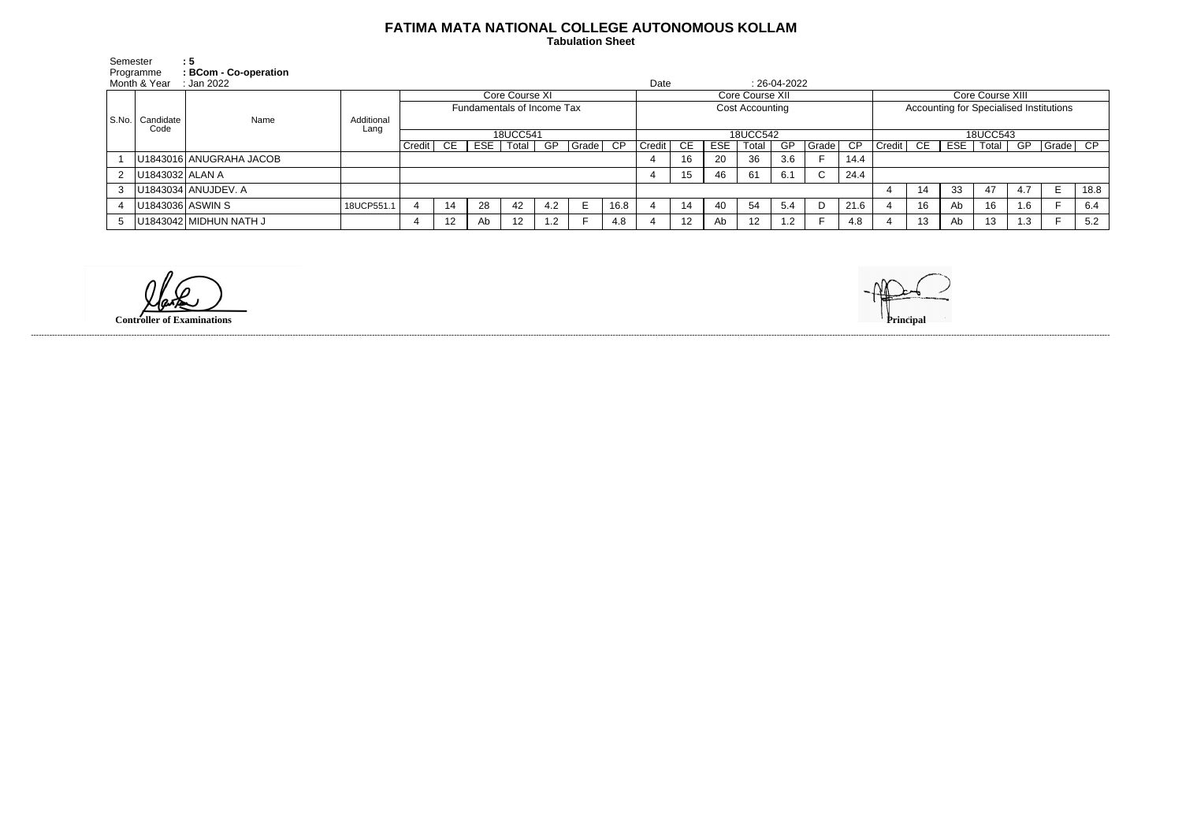# FATIMA MATA NATIONAL COLLEGE AUTONOMOUS KOLLAM

**Tabulation Sheet**

Semester **: 5**
Programme **: BCom - Co-operation**
Month & Year : Jan 2022
Date : 26-04-2022

| S.No. | Candidate Code | Name | Additional Lang | Core Course XI | | | | | | | Core Course XII | | | | | | | Core Course XIII | | | | | | |
|---|---|---|---|---|---|---|---|---|---|---|---|---|---|---|---|---|---|---|---|---|---|---|---|---|
| | | | | Fundamentals of Income Tax | | | | | | | Cost Accounting | | | | | | | Accounting for Specialised Institutions | | | | | | |
| | | | | 18UCC541 | | | | | | | 18UCC542 | | | | | | | 18UCC543 | | | | | | |
| | | | | Credit | CE | ESE | Total | GP | Grade | CP | Credit | CE | ESE | Total | GP | Grade | CP | Credit | CE | ESE | Total | GP | Grade | CP |
| 1 | U1843016 | ANUGRAHA JACOB | | | | | | | | | 4 | 16 | 20 | 36 | 3.6 | F | 14.4 | | | | | | | |
| 2 | U1843032 | ALAN A | | | | | | | | | 4 | 15 | 46 | 61 | 6.1 | C | 24.4 | | | | | | | |
| 3 | U1843034 | ANUJDEV. A | | | | | | | | | | | | | | | | 4 | 14 | 33 | 47 | 4.7 | E | 18.8 |
| 4 | U1843036 | ASWIN S | 18UCP551.1 | 4 | 14 | 28 | 42 | 4.2 | E | 16.8 | 4 | 14 | 40 | 54 | 5.4 | D | 21.6 | 4 | 16 | Ab | 16 | 1.6 | F | 6.4 |
| 5 | U1843042 | MIDHUN NATH J | | 4 | 12 | Ab | 12 | 1.2 | F | 4.8 | 4 | 12 | Ab | 12 | 1.2 | F | 4.8 | 4 | 13 | Ab | 13 | 1.3 | F | 5.2 |

**Controller of Examinations**

**Principal**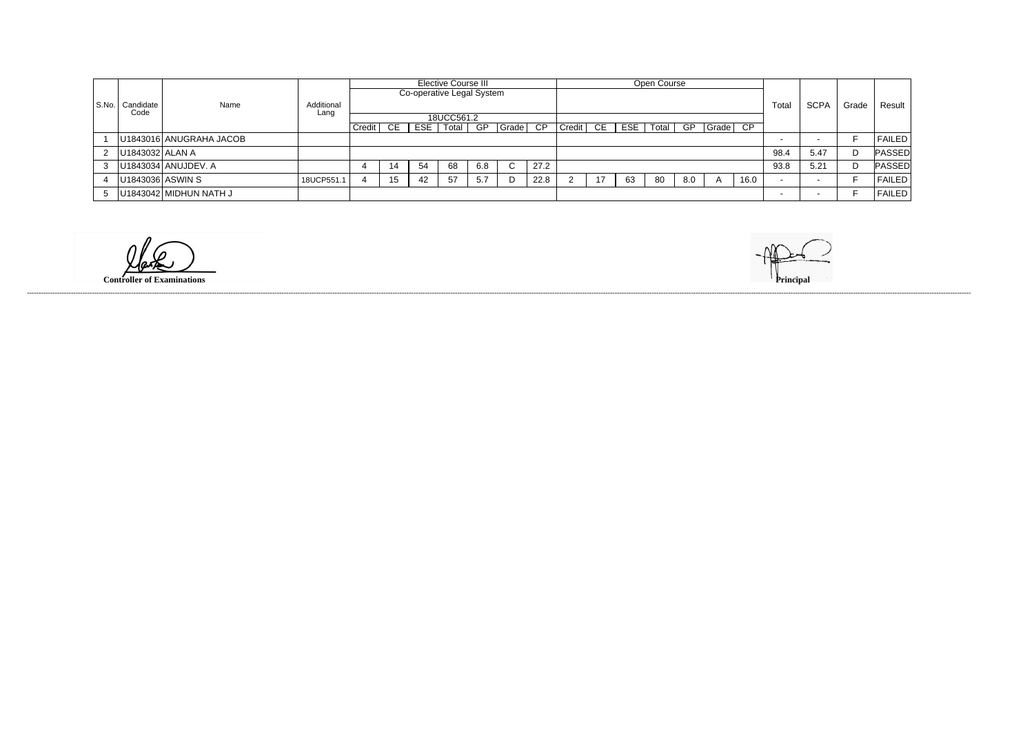| S.No. | Candidate Code | Name | Additional Lang | Elective Course III Co-operative Legal System 18UCC561.2 | | | | | | | Open Course | | | | | | | Total | SCPA | Grade | Result |
|---|---|---|---|---|---|---|---|---|---|---|---|---|---|---|---|---|---|---|---|---|---|
| | | | | Credit | CE | ESE | Total | GP | Grade | CP | Credit | CE | ESE | Total | GP | Grade | CP | | | | |
| 1 | U1843016 | ANUGRAHA JACOB | | | | | | | | | | | | | | | | - | - | F | FAILED |
| 2 | U1843032 | ALAN A | | | | | | | | | | | | | | | | 98.4 | 5.47 | D | PASSED |
| 3 | U1843034 | ANUJDEV. A | | 4 | 14 | 54 | 68 | 6.8 | C | 27.2 | | | | | | | | 93.8 | 5.21 | D | PASSED |
| 4 | U1843036 | ASWIN S | 18UCP551.1 | 4 | 15 | 42 | 57 | 5.7 | D | 22.8 | 2 | 17 | 63 | 80 | 8.0 | A | 16.0 | - | - | F | FAILED |
| 5 | U1843042 | MIDHUN NATH J | | | | | | | | | | | | | | | | - | - | F | FAILED |

**Controller of Examinations**

**Principal**